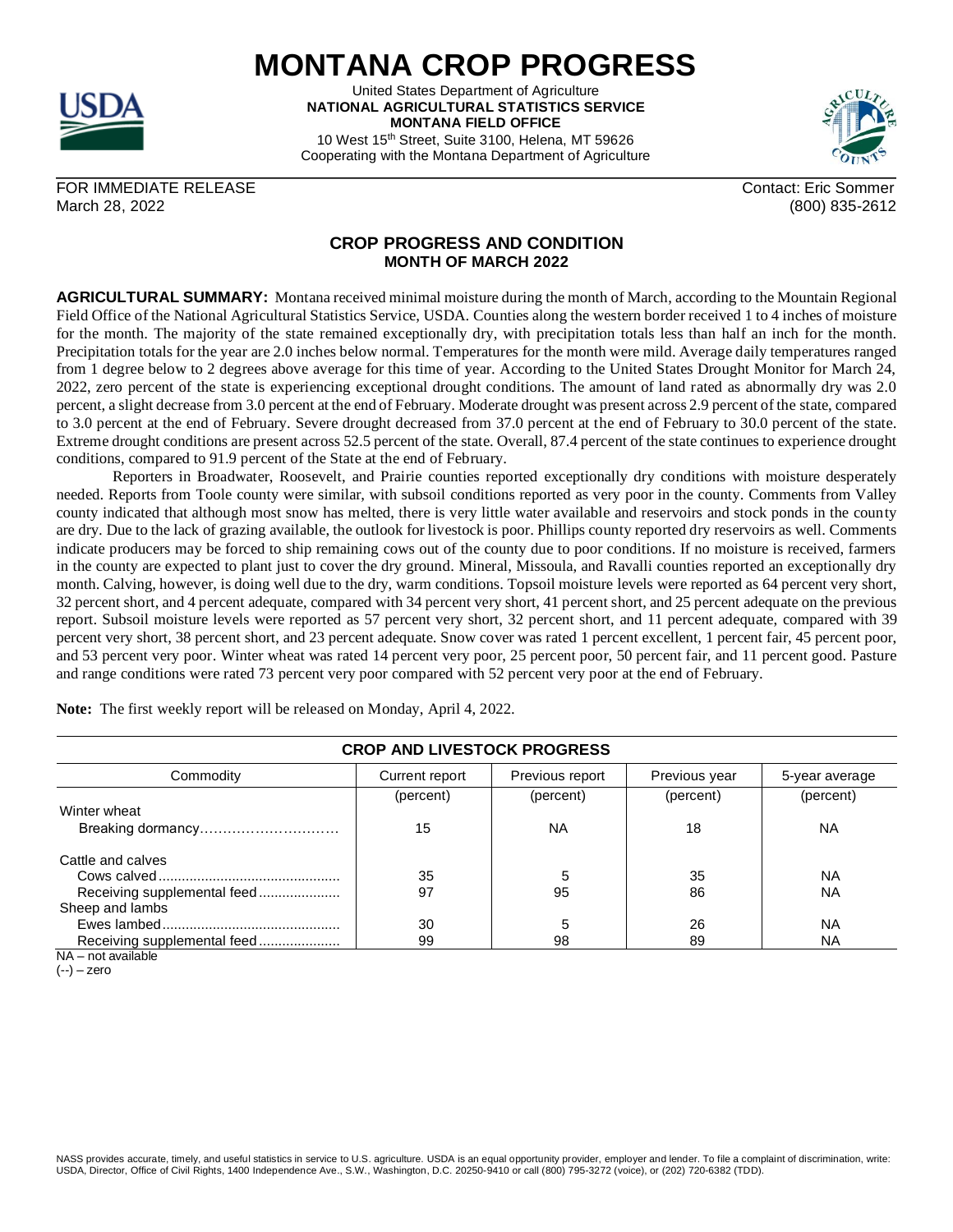# MONTANA CROP PROGRESS

United States Department of Agriculture
**NATIONAL AGRICULTURAL STATISTICS SERVICE**
**MONTANA FIELD OFFICE**
10 West 15th Street, Suite 3100, Helena, MT 59626
Cooperating with the Montana Department of Agriculture

FOR IMMEDIATE RELEASE
March 28, 2022

Contact: Eric Sommer
(800) 835-2612

## CROP PROGRESS AND CONDITION
### MONTH OF MARCH 2022

**AGRICULTURAL SUMMARY:** Montana received minimal moisture during the month of March, according to the Mountain Regional Field Office of the National Agricultural Statistics Service, USDA. Counties along the western border received 1 to 4 inches of moisture for the month. The majority of the state remained exceptionally dry, with precipitation totals less than half an inch for the month. Precipitation totals for the year are 2.0 inches below normal. Temperatures for the month were mild. Average daily temperatures ranged from 1 degree below to 2 degrees above average for this time of year. According to the United States Drought Monitor for March 24, 2022, zero percent of the state is experiencing exceptional drought conditions. The amount of land rated as abnormally dry was 2.0 percent, a slight decrease from 3.0 percent at the end of February. Moderate drought was present across 2.9 percent of the state, compared to 3.0 percent at the end of February. Severe drought decreased from 37.0 percent at the end of February to 30.0 percent of the state. Extreme drought conditions are present across 52.5 percent of the state. Overall, 87.4 percent of the state continues to experience drought conditions, compared to 91.9 percent of the State at the end of February.

Reporters in Broadwater, Roosevelt, and Prairie counties reported exceptionally dry conditions with moisture desperately needed. Reports from Toole county were similar, with subsoil conditions reported as very poor in the county. Comments from Valley county indicated that although most snow has melted, there is very little water available and reservoirs and stock ponds in the county are dry. Due to the lack of grazing available, the outlook for livestock is poor. Phillips county reported dry reservoirs as well. Comments indicate producers may be forced to ship remaining cows out of the county due to poor conditions. If no moisture is received, farmers in the county are expected to plant just to cover the dry ground. Mineral, Missoula, and Ravalli counties reported an exceptionally dry month. Calving, however, is doing well due to the dry, warm conditions. Topsoil moisture levels were reported as 64 percent very short, 32 percent short, and 4 percent adequate, compared with 34 percent very short, 41 percent short, and 25 percent adequate on the previous report. Subsoil moisture levels were reported as 57 percent very short, 32 percent short, and 11 percent adequate, compared with 39 percent very short, 38 percent short, and 23 percent adequate. Snow cover was rated 1 percent excellent, 1 percent fair, 45 percent poor, and 53 percent very poor. Winter wheat was rated 14 percent very poor, 25 percent poor, 50 percent fair, and 11 percent good. Pasture and range conditions were rated 73 percent very poor compared with 52 percent very poor at the end of February.

**Note:** The first weekly report will be released on Monday, April 4, 2022.

**CROP AND LIVESTOCK PROGRESS**

| Commodity | Current report | Previous report | Previous year | 5-year average |
|---|---|---|---|---|
| | (percent) | (percent) | (percent) | (percent) |
| Winter wheat | | | | |
| Breaking dormancy | 15 | NA | 18 | NA |
| Cattle and calves | | | | |
| Cows calved | 35 | 5 | 35 | NA |
| Receiving supplemental feed | 97 | 95 | 86 | NA |
| Sheep and lambs | | | | |
| Ewes lambed | 30 | 5 | 26 | NA |
| Receiving supplemental feed | 99 | 98 | 89 | NA |

NA – not available
(--) – zero

NASS provides accurate, timely, and useful statistics in service to U.S. agriculture. USDA is an equal opportunity provider, employer and lender. To file a complaint of discrimination, write: USDA, Director, Office of Civil Rights, 1400 Independence Ave., S.W., Washington, D.C. 20250-9410 or call (800) 795-3272 (voice), or (202) 720-6382 (TDD).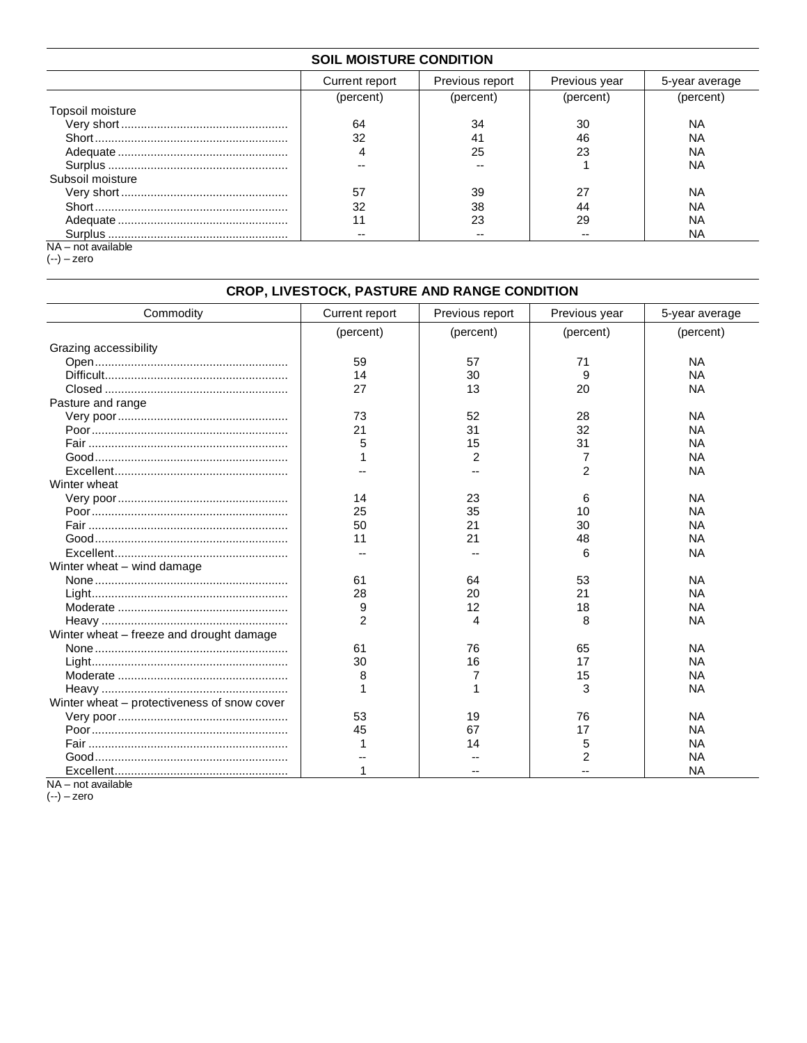## SOIL MOISTURE CONDITION

| | Current report | Previous report | Previous year | 5-year average |
|---|---|---|---|---|
| | (percent) | (percent) | (percent) | (percent) |
| Topsoil moisture | | | | |
| Very short | 64 | 34 | 30 | NA |
| Short | 32 | 41 | 46 | NA |
| Adequate | 4 | 25 | 23 | NA |
| Surplus | -- | -- | 1 | NA |
| Subsoil moisture | | | | |
| Very short | 57 | 39 | 27 | NA |
| Short | 32 | 38 | 44 | NA |
| Adequate | 11 | 23 | 29 | NA |
| Surplus | -- | -- | -- | NA |

NA – not available
(--) – zero

## CROP, LIVESTOCK, PASTURE AND RANGE CONDITION

| Commodity | Current report | Previous report | Previous year | 5-year average |
|---|---|---|---|---|
| | (percent) | (percent) | (percent) | (percent) |
| Grazing accessibility | | | | |
| Open | 59 | 57 | 71 | NA |
| Difficult | 14 | 30 | 9 | NA |
| Closed | 27 | 13 | 20 | NA |
| Pasture and range | | | | |
| Very poor | 73 | 52 | 28 | NA |
| Poor | 21 | 31 | 32 | NA |
| Fair | 5 | 15 | 31 | NA |
| Good | 1 | 2 | 7 | NA |
| Excellent | -- | -- | 2 | NA |
| Winter wheat | | | | |
| Very poor | 14 | 23 | 6 | NA |
| Poor | 25 | 35 | 10 | NA |
| Fair | 50 | 21 | 30 | NA |
| Good | 11 | 21 | 48 | NA |
| Excellent | -- | -- | 6 | NA |
| Winter wheat – wind damage | | | | |
| None | 61 | 64 | 53 | NA |
| Light | 28 | 20 | 21 | NA |
| Moderate | 9 | 12 | 18 | NA |
| Heavy | 2 | 4 | 8 | NA |
| Winter wheat – freeze and drought damage | | | | |
| None | 61 | 76 | 65 | NA |
| Light | 30 | 16 | 17 | NA |
| Moderate | 8 | 7 | 15 | NA |
| Heavy | 1 | 1 | 3 | NA |
| Winter wheat – protectiveness of snow cover | | | | |
| Very poor | 53 | 19 | 76 | NA |
| Poor | 45 | 67 | 17 | NA |
| Fair | 1 | 14 | 5 | NA |
| Good | -- | -- | 2 | NA |
| Excellent | 1 | -- | -- | NA |

NA – not available
(--) – zero